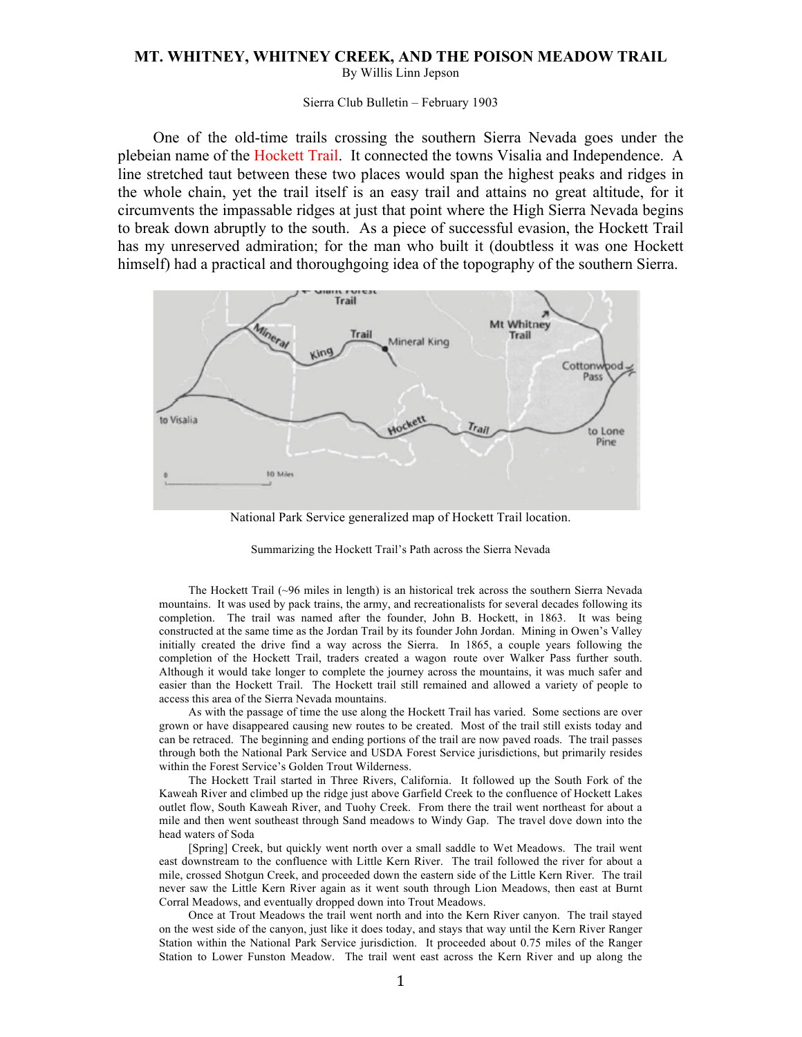# MT. WHITNEY, WHITNEY CREEK, AND THE POISON MEADOW TRAIL

By Willis Linn Jepson

Sierra Club Bulletin – February 1903

One of the old-time trails crossing the southern Sierra Nevada goes under the plebeian name of the Hockett Trail. It connected the towns Visalia and Independence. A line stretched taut between these two places would span the highest peaks and ridges in the whole chain, yet the trail itself is an easy trail and attains no great altitude, for it circumvents the impassable ridges at just that point where the High Sierra Nevada begins to break down abruptly to the south. As a piece of successful evasion, the Hockett Trail has my unreserved admiration; for the man who built it (doubtless it was one Hockett himself) had a practical and thoroughgoing idea of the topography of the southern Sierra.

National Park Service generalized map of Hockett Trail location.

Summarizing the Hockett Trail's Path across the Sierra Nevada

The Hockett Trail (~96 miles in length) is an historical trek across the southern Sierra Nevada mountains. It was used by pack trains, the army, and recreationalists for several decades following its completion. The trail was named after the founder, John B. Hockett, in 1863. It was being constructed at the same time as the Jordan Trail by its founder John Jordan. Mining in Owen's Valley initially created the drive find a way across the Sierra. In 1865, a couple years following the completion of the Hockett Trail, traders created a wagon route over Walker Pass further south. Although it would take longer to complete the journey across the mountains, it was much safer and easier than the Hockett Trail. The Hockett trail still remained and allowed a variety of people to access this area of the Sierra Nevada mountains.

As with the passage of time the use along the Hockett Trail has varied. Some sections are over grown or have disappeared causing new routes to be created. Most of the trail still exists today and can be retraced. The beginning and ending portions of the trail are now paved roads. The trail passes through both the National Park Service and USDA Forest Service jurisdictions, but primarily resides within the Forest Service's Golden Trout Wilderness.

The Hockett Trail started in Three Rivers, California. It followed up the South Fork of the Kaweah River and climbed up the ridge just above Garfield Creek to the confluence of Hockett Lakes outlet flow, South Kaweah River, and Tuohy Creek. From there the trail went northeast for about a mile and then went southeast through Sand meadows to Windy Gap. The travel dove down into the head waters of Soda

[Spring] Creek, but quickly went north over a small saddle to Wet Meadows. The trail went east downstream to the confluence with Little Kern River. The trail followed the river for about a mile, crossed Shotgun Creek, and proceeded down the eastern side of the Little Kern River. The trail never saw the Little Kern River again as it went south through Lion Meadows, then east at Burnt Corral Meadows, and eventually dropped down into Trout Meadows.

Once at Trout Meadows the trail went north and into the Kern River canyon. The trail stayed on the west side of the canyon, just like it does today, and stays that way until the Kern River Ranger Station within the National Park Service jurisdiction. It proceeded about 0.75 miles of the Ranger Station to Lower Funston Meadow. The trail went east across the Kern River and up along the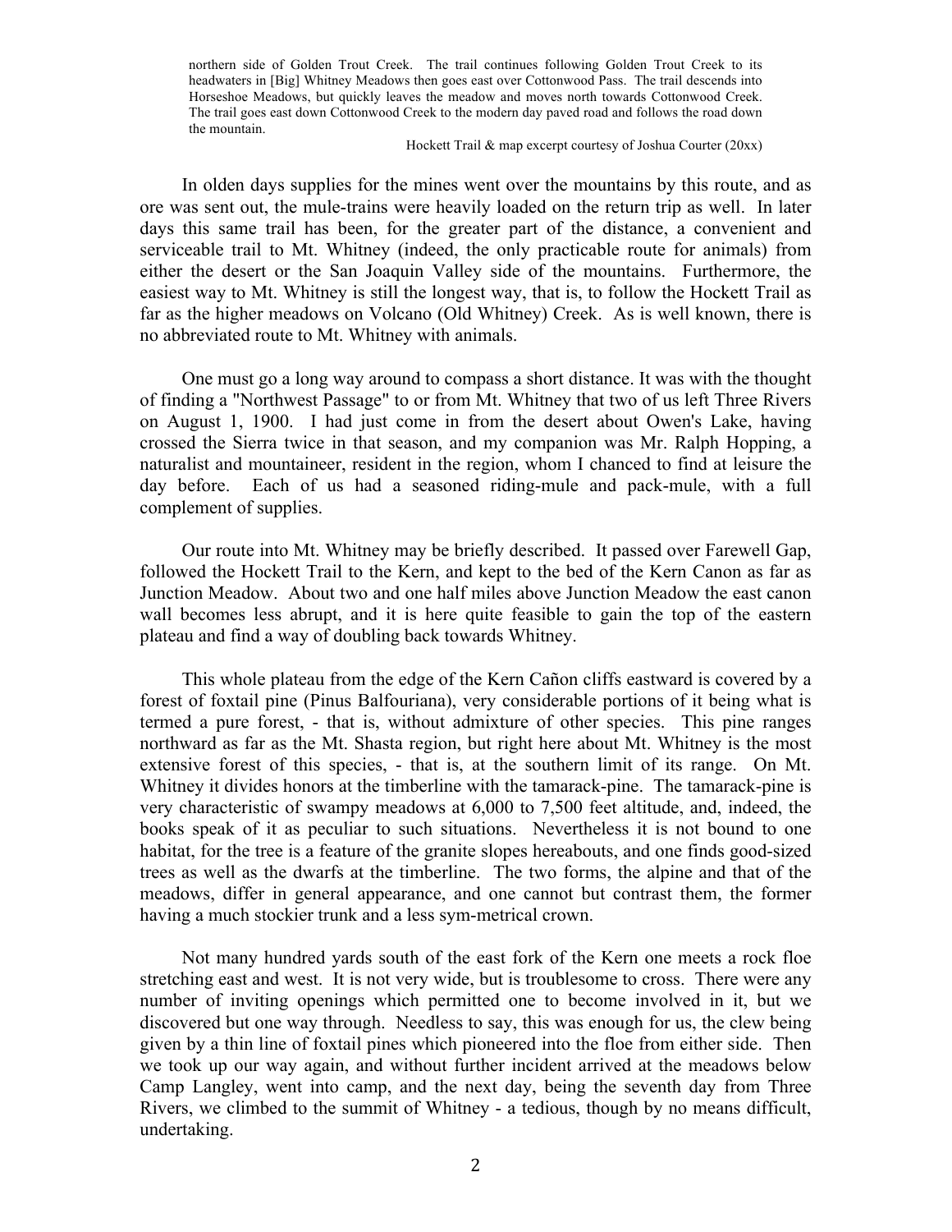> northern side of Golden Trout Creek. The trail continues following Golden Trout Creek to its headwaters in [Big] Whitney Meadows then goes east over Cottonwood Pass. The trail descends into Horseshoe Meadows, but quickly leaves the meadow and moves north towards Cottonwood Creek. The trail goes east down Cottonwood Creek to the modern day paved road and follows the road down the mountain.
>
> Hockett Trail & map excerpt courtesy of Joshua Courter (20xx)

In olden days supplies for the mines went over the mountains by this route, and as ore was sent out, the mule-trains were heavily loaded on the return trip as well. In later days this same trail has been, for the greater part of the distance, a convenient and serviceable trail to Mt. Whitney (indeed, the only practicable route for animals) from either the desert or the San Joaquin Valley side of the mountains. Furthermore, the easiest way to Mt. Whitney is still the longest way, that is, to follow the Hockett Trail as far as the higher meadows on Volcano (Old Whitney) Creek. As is well known, there is no abbreviated route to Mt. Whitney with animals.

One must go a long way around to compass a short distance. It was with the thought of finding a "Northwest Passage" to or from Mt. Whitney that two of us left Three Rivers on August 1, 1900. I had just come in from the desert about Owen's Lake, having crossed the Sierra twice in that season, and my companion was Mr. Ralph Hopping, a naturalist and mountaineer, resident in the region, whom I chanced to find at leisure the day before. Each of us had a seasoned riding-mule and pack-mule, with a full complement of supplies.

Our route into Mt. Whitney may be briefly described. It passed over Farewell Gap, followed the Hockett Trail to the Kern, and kept to the bed of the Kern Canon as far as Junction Meadow. About two and one half miles above Junction Meadow the east canon wall becomes less abrupt, and it is here quite feasible to gain the top of the eastern plateau and find a way of doubling back towards Whitney.

This whole plateau from the edge of the Kern Cañon cliffs eastward is covered by a forest of foxtail pine (Pinus Balfouriana), very considerable portions of it being what is termed a pure forest, - that is, without admixture of other species. This pine ranges northward as far as the Mt. Shasta region, but right here about Mt. Whitney is the most extensive forest of this species, - that is, at the southern limit of its range. On Mt. Whitney it divides honors at the timberline with the tamarack-pine. The tamarack-pine is very characteristic of swampy meadows at 6,000 to 7,500 feet altitude, and, indeed, the books speak of it as peculiar to such situations. Nevertheless it is not bound to one habitat, for the tree is a feature of the granite slopes hereabouts, and one finds good-sized trees as well as the dwarfs at the timberline. The two forms, the alpine and that of the meadows, differ in general appearance, and one cannot but contrast them, the former having a much stockier trunk and a less sym-metrical crown.

Not many hundred yards south of the east fork of the Kern one meets a rock floe stretching east and west. It is not very wide, but is troublesome to cross. There were any number of inviting openings which permitted one to become involved in it, but we discovered but one way through. Needless to say, this was enough for us, the clew being given by a thin line of foxtail pines which pioneered into the floe from either side. Then we took up our way again, and without further incident arrived at the meadows below Camp Langley, went into camp, and the next day, being the seventh day from Three Rivers, we climbed to the summit of Whitney - a tedious, though by no means difficult, undertaking.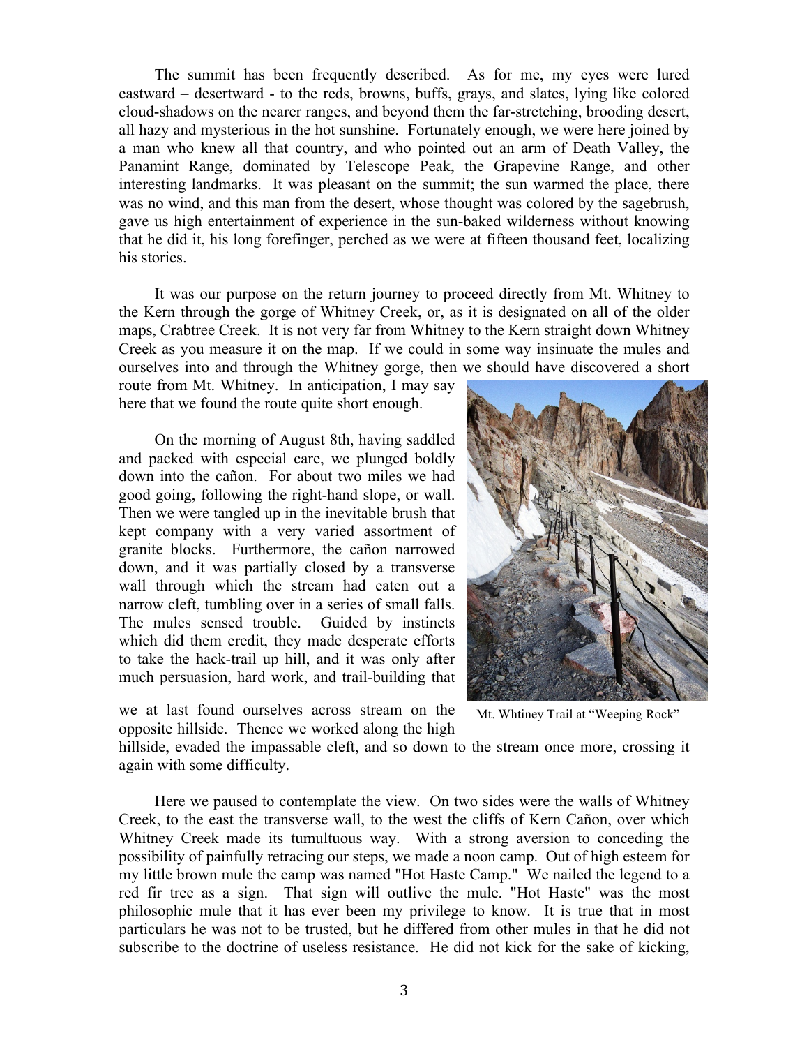The summit has been frequently described. As for me, my eyes were lured eastward – desertward - to the reds, browns, buffs, grays, and slates, lying like colored cloud-shadows on the nearer ranges, and beyond them the far-stretching, brooding desert, all hazy and mysterious in the hot sunshine. Fortunately enough, we were here joined by a man who knew all that country, and who pointed out an arm of Death Valley, the Panamint Range, dominated by Telescope Peak, the Grapevine Range, and other interesting landmarks. It was pleasant on the summit; the sun warmed the place, there was no wind, and this man from the desert, whose thought was colored by the sagebrush, gave us high entertainment of experience in the sun-baked wilderness without knowing that he did it, his long forefinger, perched as we were at fifteen thousand feet, localizing his stories.

It was our purpose on the return journey to proceed directly from Mt. Whitney to the Kern through the gorge of Whitney Creek, or, as it is designated on all of the older maps, Crabtree Creek. It is not very far from Whitney to the Kern straight down Whitney Creek as you measure it on the map. If we could in some way insinuate the mules and ourselves into and through the Whitney gorge, then we should have discovered a short route from Mt. Whitney. In anticipation, I may say here that we found the route quite short enough.

On the morning of August 8th, having saddled and packed with especial care, we plunged boldly down into the cañon. For about two miles we had good going, following the right-hand slope, or wall. Then we were tangled up in the inevitable brush that kept company with a very varied assortment of granite blocks. Furthermore, the cañon narrowed down, and it was partially closed by a transverse wall through which the stream had eaten out a narrow cleft, tumbling over in a series of small falls. The mules sensed trouble. Guided by instincts which did them credit, they made desperate efforts to take the hack-trail up hill, and it was only after much persuasion, hard work, and trail-building that we at last found ourselves across stream on the opposite hillside. Thence we worked along the high hillside, evaded the impassable cleft, and so down to the stream once more, crossing it again with some difficulty.

Mt. Whtiney Trail at "Weeping Rock"

Here we paused to contemplate the view. On two sides were the walls of Whitney Creek, to the east the transverse wall, to the west the cliffs of Kern Cañon, over which Whitney Creek made its tumultuous way. With a strong aversion to conceding the possibility of painfully retracing our steps, we made a noon camp. Out of high esteem for my little brown mule the camp was named "Hot Haste Camp." We nailed the legend to a red fir tree as a sign. That sign will outlive the mule. "Hot Haste" was the most philosophic mule that it has ever been my privilege to know. It is true that in most particulars he was not to be trusted, but he differed from other mules in that he did not subscribe to the doctrine of useless resistance. He did not kick for the sake of kicking,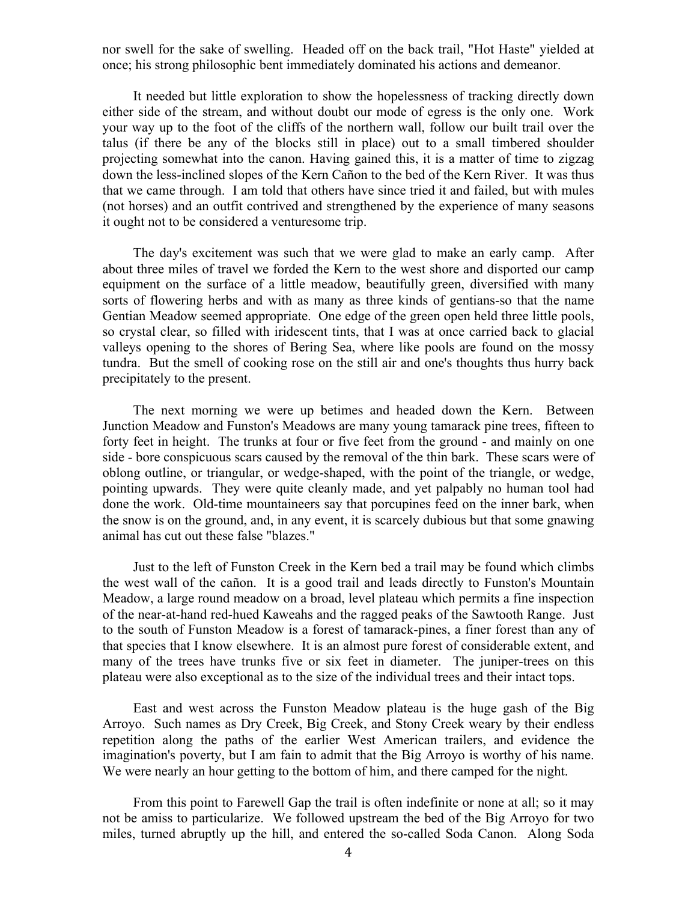nor swell for the sake of swelling. Headed off on the back trail, "Hot Haste" yielded at once; his strong philosophic bent immediately dominated his actions and demeanor.

It needed but little exploration to show the hopelessness of tracking directly down either side of the stream, and without doubt our mode of egress is the only one. Work your way up to the foot of the cliffs of the northern wall, follow our built trail over the talus (if there be any of the blocks still in place) out to a small timbered shoulder projecting somewhat into the canon. Having gained this, it is a matter of time to zigzag down the less-inclined slopes of the Kern Cañon to the bed of the Kern River. It was thus that we came through. I am told that others have since tried it and failed, but with mules (not horses) and an outfit contrived and strengthened by the experience of many seasons it ought not to be considered a venturesome trip.

The day's excitement was such that we were glad to make an early camp. After about three miles of travel we forded the Kern to the west shore and disported our camp equipment on the surface of a little meadow, beautifully green, diversified with many sorts of flowering herbs and with as many as three kinds of gentians-so that the name Gentian Meadow seemed appropriate. One edge of the green open held three little pools, so crystal clear, so filled with iridescent tints, that I was at once carried back to glacial valleys opening to the shores of Bering Sea, where like pools are found on the mossy tundra. But the smell of cooking rose on the still air and one's thoughts thus hurry back precipitately to the present.

The next morning we were up betimes and headed down the Kern. Between Junction Meadow and Funston's Meadows are many young tamarack pine trees, fifteen to forty feet in height. The trunks at four or five feet from the ground - and mainly on one side - bore conspicuous scars caused by the removal of the thin bark. These scars were of oblong outline, or triangular, or wedge-shaped, with the point of the triangle, or wedge, pointing upwards. They were quite cleanly made, and yet palpably no human tool had done the work. Old-time mountaineers say that porcupines feed on the inner bark, when the snow is on the ground, and, in any event, it is scarcely dubious but that some gnawing animal has cut out these false "blazes."

Just to the left of Funston Creek in the Kern bed a trail may be found which climbs the west wall of the cañon. It is a good trail and leads directly to Funston's Mountain Meadow, a large round meadow on a broad, level plateau which permits a fine inspection of the near-at-hand red-hued Kaweahs and the ragged peaks of the Sawtooth Range. Just to the south of Funston Meadow is a forest of tamarack-pines, a finer forest than any of that species that I know elsewhere. It is an almost pure forest of considerable extent, and many of the trees have trunks five or six feet in diameter. The juniper-trees on this plateau were also exceptional as to the size of the individual trees and their intact tops.

East and west across the Funston Meadow plateau is the huge gash of the Big Arroyo. Such names as Dry Creek, Big Creek, and Stony Creek weary by their endless repetition along the paths of the earlier West American trailers, and evidence the imagination's poverty, but I am fain to admit that the Big Arroyo is worthy of his name. We were nearly an hour getting to the bottom of him, and there camped for the night.

From this point to Farewell Gap the trail is often indefinite or none at all; so it may not be amiss to particularize. We followed upstream the bed of the Big Arroyo for two miles, turned abruptly up the hill, and entered the so-called Soda Canon. Along Soda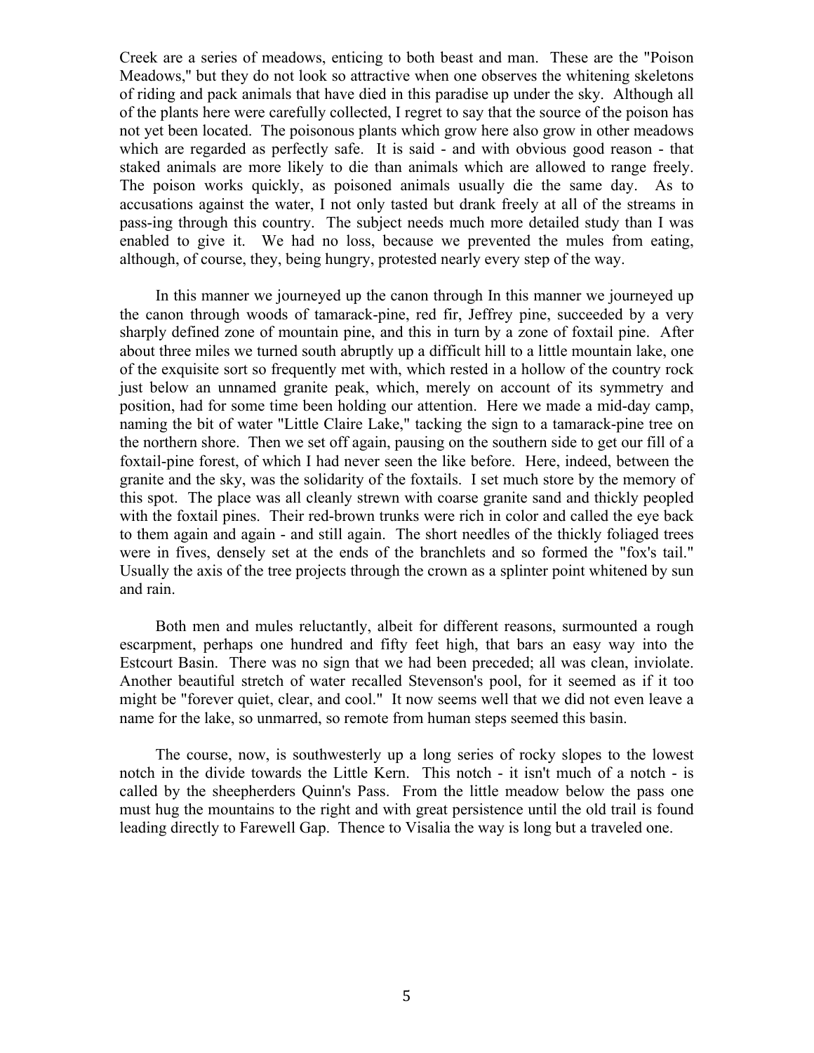Creek are a series of meadows, enticing to both beast and man. These are the "Poison Meadows," but they do not look so attractive when one observes the whitening skeletons of riding and pack animals that have died in this paradise up under the sky. Although all of the plants here were carefully collected, I regret to say that the source of the poison has not yet been located. The poisonous plants which grow here also grow in other meadows which are regarded as perfectly safe. It is said - and with obvious good reason - that staked animals are more likely to die than animals which are allowed to range freely. The poison works quickly, as poisoned animals usually die the same day. As to accusations against the water, I not only tasted but drank freely at all of the streams in pass-ing through this country. The subject needs much more detailed study than I was enabled to give it. We had no loss, because we prevented the mules from eating, although, of course, they, being hungry, protested nearly every step of the way.

In this manner we journeyed up the canon through In this manner we journeyed up the canon through woods of tamarack-pine, red fir, Jeffrey pine, succeeded by a very sharply defined zone of mountain pine, and this in turn by a zone of foxtail pine. After about three miles we turned south abruptly up a difficult hill to a little mountain lake, one of the exquisite sort so frequently met with, which rested in a hollow of the country rock just below an unnamed granite peak, which, merely on account of its symmetry and position, had for some time been holding our attention. Here we made a mid-day camp, naming the bit of water "Little Claire Lake," tacking the sign to a tamarack-pine tree on the northern shore. Then we set off again, pausing on the southern side to get our fill of a foxtail-pine forest, of which I had never seen the like before. Here, indeed, between the granite and the sky, was the solidarity of the foxtails. I set much store by the memory of this spot. The place was all cleanly strewn with coarse granite sand and thickly peopled with the foxtail pines. Their red-brown trunks were rich in color and called the eye back to them again and again - and still again. The short needles of the thickly foliaged trees were in fives, densely set at the ends of the branchlets and so formed the "fox's tail." Usually the axis of the tree projects through the crown as a splinter point whitened by sun and rain.

Both men and mules reluctantly, albeit for different reasons, surmounted a rough escarpment, perhaps one hundred and fifty feet high, that bars an easy way into the Estcourt Basin. There was no sign that we had been preceded; all was clean, inviolate. Another beautiful stretch of water recalled Stevenson's pool, for it seemed as if it too might be "forever quiet, clear, and cool." It now seems well that we did not even leave a name for the lake, so unmarred, so remote from human steps seemed this basin.

The course, now, is southwesterly up a long series of rocky slopes to the lowest notch in the divide towards the Little Kern. This notch - it isn't much of a notch - is called by the sheepherders Quinn's Pass. From the little meadow below the pass one must hug the mountains to the right and with great persistence until the old trail is found leading directly to Farewell Gap. Thence to Visalia the way is long but a traveled one.